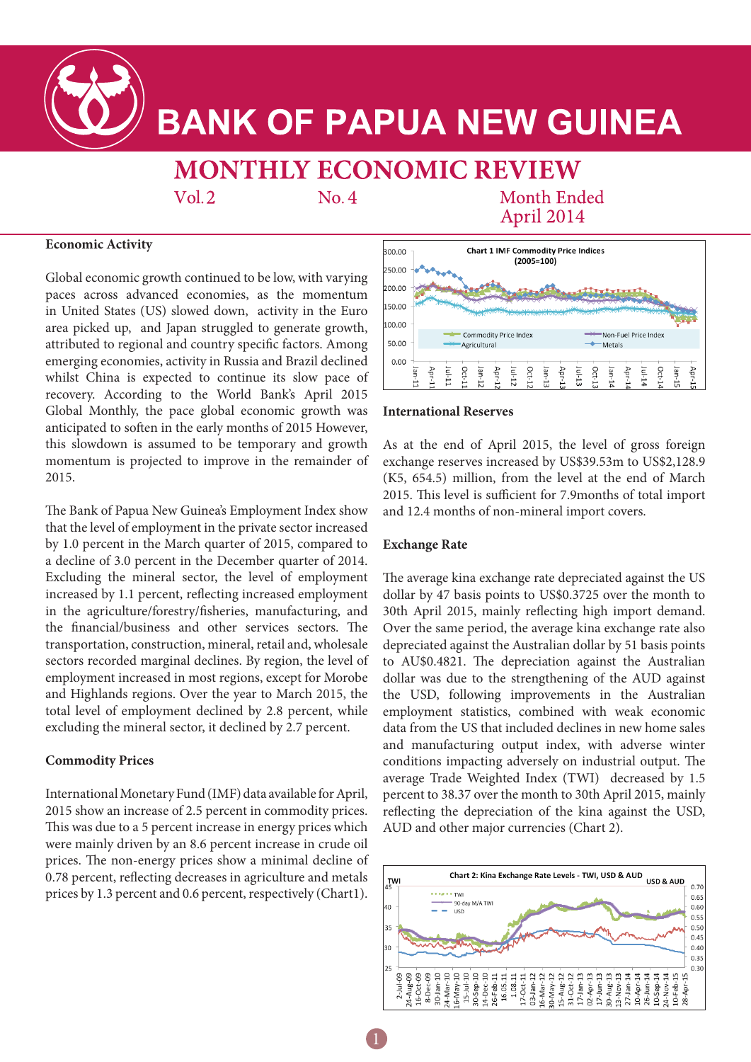# BANK OF PAPUA NEW GUINEA

## MONTHLY ECONOMIC REVIEW

Vol. 2 No. 4 Month Ended April 2014

### Economic Activity

Global economic growth continued to be low, with varying paces across advanced economies, as the momentum in United States (US) slowed down, activity in the Euro area picked up, and Japan struggled to generate growth, attributed to regional and country specific factors. Among emerging economies, activity in Russia and Brazil declined whilst China is expected to continue its slow pace of recovery. According to the World Bank's April 2015 Global Monthly, the pace global economic growth was anticipated to soften in the early months of 2015 However, this slowdown is assumed to be temporary and growth momentum is projected to improve in the remainder of 2015.

The Bank of Papua New Guinea's Employment Index show that the level of employment in the private sector increased by 1.0 percent in the March quarter of 2015, compared to a decline of 3.0 percent in the December quarter of 2014. Excluding the mineral sector, the level of employment increased by 1.1 percent, reflecting increased employment in the agriculture/forestry/fisheries, manufacturing, and the financial/business and other services sectors. The transportation, construction, mineral, retail and, wholesale sectors recorded marginal declines. By region, the level of employment increased in most regions, except for Morobe and Highlands regions. Over the year to March 2015, the total level of employment declined by 2.8 percent, while excluding the mineral sector, it declined by 2.7 percent.

### Commodity Prices

International Monetary Fund (IMF) data available for April, 2015 show an increase of 2.5 percent in commodity prices. This was due to a 5 percent increase in energy prices which were mainly driven by an 8.6 percent increase in crude oil prices. The non-energy prices show a minimal decline of 0.78 percent, reflecting decreases in agriculture and metals prices by 1.3 percent and 0.6 percent, respectively (Chart1).

Chart 1 IMF Commodity Price Indices (2005=100)

### International Reserves

As at the end of April 2015, the level of gross foreign exchange reserves increased by US$39.53m to US$2,128.9 (K5, 654.5) million, from the level at the end of March 2015. This level is sufficient for 7.9months of total import and 12.4 months of non-mineral import covers.

### Exchange Rate

The average kina exchange rate depreciated against the US dollar by 47 basis points to US$0.3725 over the month to 30th April 2015, mainly reflecting high import demand. Over the same period, the average kina exchange rate also depreciated against the Australian dollar by 51 basis points to AU$0.4821. The depreciation against the Australian dollar was due to the strengthening of the AUD against the USD, following improvements in the Australian employment statistics, combined with weak economic data from the US that included declines in new home sales and manufacturing output index, with adverse winter conditions impacting adversely on industrial output. The average Trade Weighted Index (TWI) decreased by 1.5 percent to 38.37 over the month to 30th April 2015, mainly reflecting the depreciation of the kina against the USD, AUD and other major currencies (Chart 2).

Chart 2: Kina Exchange Rate Levels - TWI, USD & AUD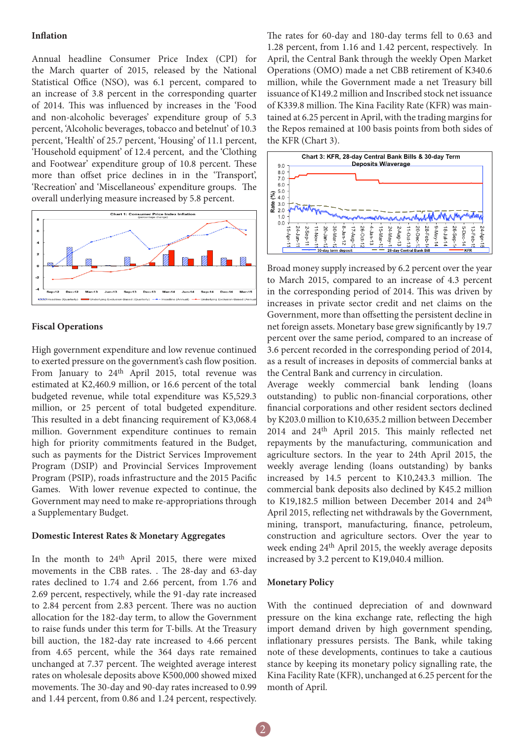### Inflation

Annual headline Consumer Price Index (CPI) for the March quarter of 2015, released by the National Statistical Office (NSO), was 6.1 percent, compared to an increase of 3.8 percent in the corresponding quarter of 2014. This was influenced by increases in the 'Food and non-alcoholic beverages' expenditure group of 5.3 percent, 'Alcoholic beverages, tobacco and betelnut' of 10.3 percent, 'Health' of 25.7 percent, 'Housing' of 11.1 percent, 'Household equipment' of 12.4 percent, and the 'Clothing and Footwear' expenditure group of 10.8 percent. These more than offset price declines in in the 'Transport', 'Recreation' and 'Miscellaneous' expenditure groups. The overall underlying measure increased by 5.8 percent.

Chart 1: Consumer Price Index Inflation (percentage change)

### Fiscal Operations

High government expenditure and low revenue continued to exert pressure on the government's cash flow position. From January to 24th April 2015, total revenue was estimated at K2,460.9 million, or 16.6 percent of the total budgeted revenue, while total expenditure was K5,529.3 million, or 25 percent of total budgeted expenditure. This resulted in a debt financing requirement of K3,068.4 million. Government expenditure continues to remain high for priority commitments featured in the Budget, such as payments for the District Services Improvement Program (DSIP) and Provincial Services Improvement Program (PSIP), roads infrastructure and the 2015 Pacific Games. With lower revenue expected to continue, the Government may need to make re-appropriations through a Supplementary Budget.

### Domestic Interest Rates & Monetary Aggregates

In the month to 24th April 2015, there were mixed movements in the CBB rates. . The 28-day and 63-day rates declined to 1.74 and 2.66 percent, from 1.76 and 2.69 percent, respectively, while the 91-day rate increased to 2.84 percent from 2.83 percent. There was no auction allocation for the 182-day term, to allow the Government to raise funds under this term for T-bills. At the Treasury bill auction, the 182-day rate increased to 4.66 percent from 4.65 percent, while the 364 days rate remained unchanged at 7.37 percent. The weighted average interest rates on wholesale deposits above K500,000 showed mixed movements. The 30-day and 90-day rates increased to 0.99 and 1.44 percent, from 0.86 and 1.24 percent, respectively. The rates for 60-day and 180-day terms fell to 0.63 and 1.28 percent, from 1.16 and 1.42 percent, respectively. In April, the Central Bank through the weekly Open Market Operations (OMO) made a net CBB retirement of K340.6 million, while the Government made a net Treasury bill issuance of K149.2 million and Inscribed stock net issuance of K339.8 million. The Kina Facility Rate (KFR) was maintained at 6.25 percent in April, with the trading margins for the Repos remained at 100 basis points from both sides of the KFR (Chart 3).

Chart 3: KFR, 28-day Central Bank Bills & 30-day Term Deposits W/average

Broad money supply increased by 6.2 percent over the year to March 2015, compared to an increase of 4.3 percent in the corresponding period of 2014. This was driven by increases in private sector credit and net claims on the Government, more than offsetting the persistent decline in net foreign assets. Monetary base grew significantly by 19.7 percent over the same period, compared to an increase of 3.6 percent recorded in the corresponding period of 2014, as a result of increases in deposits of commercial banks at the Central Bank and currency in circulation.

Average weekly commercial bank lending (loans outstanding) to public non-financial corporations, other financial corporations and other resident sectors declined by K203.0 million to K10,635.2 million between December 2014 and 24th April 2015. This mainly reflected net repayments by the manufacturing, communication and agriculture sectors. In the year to 24th April 2015, the weekly average lending (loans outstanding) by banks increased by 14.5 percent to K10,243.3 million. The commercial bank deposits also declined by K45.2 million to K19,182.5 million between December 2014 and 24th April 2015, reflecting net withdrawals by the Government, mining, transport, manufacturing, finance, petroleum, construction and agriculture sectors. Over the year to week ending 24th April 2015, the weekly average deposits increased by 3.2 percent to K19,040.4 million.

### Monetary Policy

With the continued depreciation of and downward pressure on the kina exchange rate, reflecting the high import demand driven by high government spending, inflationary pressures persists. The Bank, while taking note of these developments, continues to take a cautious stance by keeping its monetary policy signalling rate, the Kina Facility Rate (KFR), unchanged at 6.25 percent for the month of April.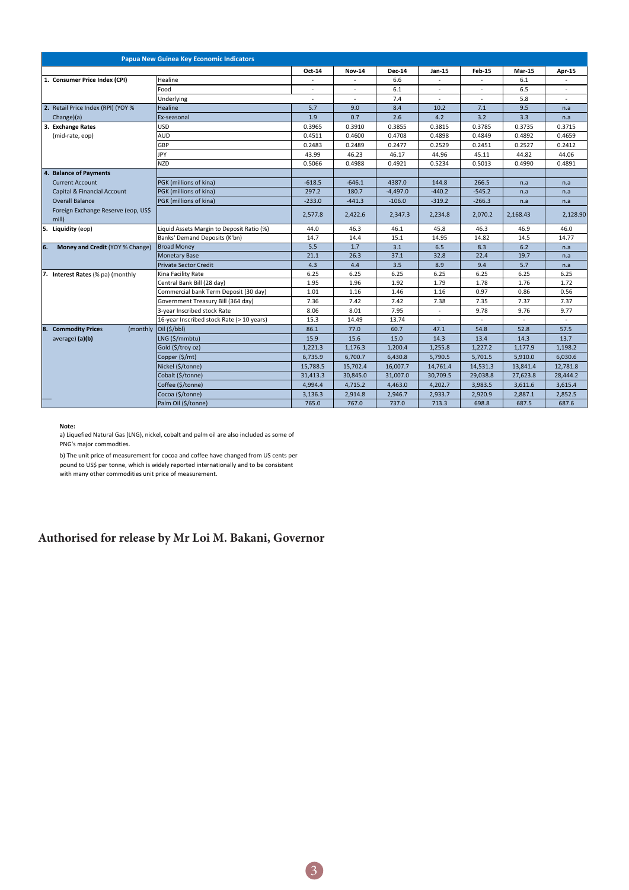| Papua New Guinea Key Economic Indicators | | | | | | | | |
|---|---|---|---|---|---|---|---|---|
| | | Oct-14 | Nov-14 | Dec-14 | Jan-15 | Feb-15 | Mar-15 | Apr-15 |
| 1. Consumer Price Index (CPI) | Healine | - | - | 6.6 | - | - | 6.1 | - |
| | Food | - | - | 6.1 | - | - | 6.5 | - |
| | Underlying | - | - | 7.4 | - | - | 5.8 | - |
| 2. Retail Price Index (RPI) (YOY % Change)(a) | Healine | 5.7 | 9.0 | 8.4 | 10.2 | 7.1 | 9.5 | n.a |
| | Ex-seasonal | 1.9 | 0.7 | 2.6 | 4.2 | 3.2 | 3.3 | n.a |
| 3. Exchange Rates (mid-rate, eop) | USD | 0.3965 | 0.3910 | 0.3855 | 0.3815 | 0.3785 | 0.3735 | 0.3715 |
| | AUD | 0.4511 | 0.4600 | 0.4708 | 0.4898 | 0.4849 | 0.4892 | 0.4659 |
| | GBP | 0.2483 | 0.2489 | 0.2477 | 0.2529 | 0.2451 | 0.2527 | 0.2412 |
| | JPY | 43.99 | 46.23 | 46.17 | 44.96 | 45.11 | 44.82 | 44.06 |
| | NZD | 0.5066 | 0.4988 | 0.4921 | 0.5234 | 0.5013 | 0.4990 | 0.4891 |
| 4. Balance of Payments | | | | | | | | |
| Current Account | PGK (millions of kina) | -618.5 | -646.1 | 4387.0 | 144.8 | 266.5 | n.a | n.a |
| Capital & Financial Account | PGK (millions of kina) | 297.2 | 180.7 | -4,497.0 | -440.2 | -545.2 | n.a | n.a |
| Overall Balance | PGK (millions of kina) | -233.0 | -441.3 | -106.0 | -319.2 | -266.3 | n.a | n.a |
| Foreign Exchange Reserve (eop, US$ mill) | | 2,577.8 | 2,422.6 | 2,347.3 | 2,234.8 | 2,070.2 | 2,168.43 | 2,128.90 |
| 5. Liquidity (eop) | Liquid Assets Margin to Deposit Ratio (%) | 44.0 | 46.3 | 46.1 | 45.8 | 46.3 | 46.9 | 46.0 |
| | Banks' Demand Deposits (K'bn) | 14.7 | 14.4 | 15.1 | 14.95 | 14.82 | 14.5 | 14.77 |
| 6. Money and Credit (YOY % Change) | Broad Money | 5.5 | 1.7 | 3.1 | 6.5 | 8.3 | 6.2 | n.a |
| | Monetary Base | 21.1 | 26.3 | 37.1 | 32.8 | 22.4 | 19.7 | n.a |
| | Private Sector Credit | 4.3 | 4.4 | 3.5 | 8.9 | 9.4 | 5.7 | n.a |
| 7. Interest Rates (% pa) (monthly | Kina Facility Rate | 6.25 | 6.25 | 6.25 | 6.25 | 6.25 | 6.25 | 6.25 |
| | Central Bank Bill (28 day) | 1.95 | 1.96 | 1.92 | 1.79 | 1.78 | 1.76 | 1.72 |
| | Commercial bank Term Deposit (30 day) | 1.01 | 1.16 | 1.46 | 1.16 | 0.97 | 0.86 | 0.56 |
| | Government Treasury Bill (364 day) | 7.36 | 7.42 | 7.42 | 7.38 | 7.35 | 7.37 | 7.37 |
| | 3-year Inscribed stock Rate | 8.06 | 8.01 | 7.95 | - | 9.78 | 9.76 | 9.77 |
| | 16-year Inscribed stock Rate (> 10 years) | 15.3 | 14.49 | 13.74 | - | - | - | - |
| 8. Commodity Prices (monthly average) (a)(b) | Oil ($/bbl) | 86.1 | 77.0 | 60.7 | 47.1 | 54.8 | 52.8 | 57.5 |
| | LNG ($/mmbtu) | 15.9 | 15.6 | 15.0 | 14.3 | 13.4 | 14.3 | 13.7 |
| | Gold ($/troy oz) | 1,221.3 | 1,176.3 | 1,200.4 | 1,255.8 | 1,227.2 | 1,177.9 | 1,198.2 |
| | Copper ($/mt) | 6,735.9 | 6,700.7 | 6,430.8 | 5,790.5 | 5,701.5 | 5,910.0 | 6,030.6 |
| | Nickel ($/tonne) | 15,788.5 | 15,702.4 | 16,007.7 | 14,761.4 | 14,531.3 | 13,841.4 | 12,781.8 |
| | Cobalt ($/tonne) | 31,413.3 | 30,845.0 | 31,007.0 | 30,709.5 | 29,038.8 | 27,623.8 | 28,444.2 |
| | Coffee ($/tonne) | 4,994.4 | 4,715.2 | 4,463.0 | 4,202.7 | 3,983.5 | 3,611.6 | 3,615.4 |
| | Cocoa ($/tonne) | 3,136.3 | 2,914.8 | 2,946.7 | 2,933.7 | 2,920.9 | 2,887.1 | 2,852.5 |
| | Palm Oil ($/tonne) | 765.0 | 767.0 | 737.0 | 713.3 | 698.8 | 687.5 | 687.6 |

**Note:**

a) Liquefied Natural Gas (LNG), nickel, cobalt and palm oil are also included as some of PNG's major commodties.

b) The unit price of measurement for cocoa and coffee have changed from US cents per pound to US$ per tonne, which is widely reported internationally and to be consistent with many other commodities unit price of measurement.

## Authorised for release by Mr Loi M. Bakani, Governor